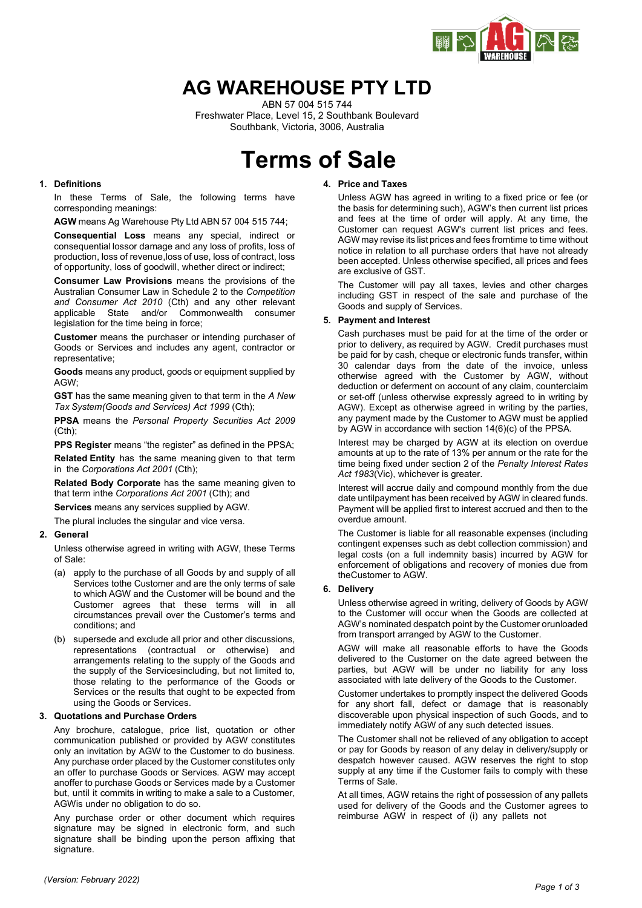# AG WAREHOUSE PTY LTD

ABN 57 004 515 744
Freshwater Place, Level 15, 2 Southbank Boulevard
Southbank, Victoria, 3006, Australia

# Terms of Sale

## 1. Definitions

In these Terms of Sale, the following terms have corresponding meanings:

**AGW** means Ag Warehouse Pty Ltd ABN 57 004 515 744;

**Consequential Loss** means any special, indirect or consequential lossor damage and any loss of profits, loss of production, loss of revenue,loss of contract, loss of use, loss of opportunity, loss of goodwill, whether direct or indirect;

**Consumer Law Provisions** means the provisions of the Australian Consumer Law in Schedule 2 to the *Competition and Consumer Act 2010* (Cth) and any other relevant applicable State and/or Commonwealth consumer legislation for the time being in force;

**Customer** means the purchaser or intending purchaser of Goods or Services and includes any agent, contractor or representative;

**Goods** means any product, goods or equipment supplied by AGW;

**GST** has the same meaning given to that term in the *A New Tax System(Goods and Services) Act 1999* (Cth);

**PPSA** means the *Personal Property Securities Act 2009* (Cth);

**PPS Register** means "the register" as defined in the PPSA;

**Related Entity** has the same meaning given to that term in the *Corporations Act 2001* (Cth);

**Related Body Corporate** has the same meaning given to that term inthe *Corporations Act 2001* (Cth); and

**Services** means any services supplied by AGW.

The plural includes the singular and vice versa.

## 2. General

Unless otherwise agreed in writing with AGW, these Terms of Sale:

(a) apply to the purchase of all Goods by and supply of all Services tothe Customer and are the only terms of sale to which AGW and the Customer will be bound and the Customer agrees that these terms will in all circumstances prevail over the Customer's terms and conditions; and

(b) supersede and exclude all prior and other discussions, representations (contractual or otherwise) and arrangements relating to the supply of the Goods and the supply of the Servicesincluding, but not limited to, those relating to the performance of the Goods or Services or the results that ought to be expected from using the Goods or Services.

## 3. Quotations and Purchase Orders

Any brochure, catalogue, price list, quotation or other communication published or provided by AGW constitutes only an invitation by AGW to the Customer to do business. Any purchase order placed by the Customer constitutes only an offer to purchase Goods or Services. AGW may accept anoffer to purchase Goods or Services made by a Customer but, until it commits in writing to make a sale to a Customer, AGWis under no obligation to do so.

Any purchase order or other document which requires signature may be signed in electronic form, and such signature shall be binding upon the person affixing that signature.

## 4. Price and Taxes

Unless AGW has agreed in writing to a fixed price or fee (or the basis for determining such), AGW's then current list prices and fees at the time of order will apply. At any time, the Customer can request AGW's current list prices and fees. AGW may revise its list prices and fees fromtime to time without notice in relation to all purchase orders that have not already been accepted. Unless otherwise specified, all prices and fees are exclusive of GST.

The Customer will pay all taxes, levies and other charges including GST in respect of the sale and purchase of the Goods and supply of Services.

## 5. Payment and Interest

Cash purchases must be paid for at the time of the order or prior to delivery, as required by AGW. Credit purchases must be paid for by cash, cheque or electronic funds transfer, within 30 calendar days from the date of the invoice, unless otherwise agreed with the Customer by AGW, without deduction or deferment on account of any claim, counterclaim or set-off (unless otherwise expressly agreed to in writing by AGW). Except as otherwise agreed in writing by the parties, any payment made by the Customer to AGW must be applied by AGW in accordance with section 14(6)(c) of the PPSA.

Interest may be charged by AGW at its election on overdue amounts at up to the rate of 13% per annum or the rate for the time being fixed under section 2 of the *Penalty Interest Rates Act 1983*(Vic), whichever is greater.

Interest will accrue daily and compound monthly from the due date untilpayment has been received by AGW in cleared funds. Payment will be applied first to interest accrued and then to the overdue amount.

The Customer is liable for all reasonable expenses (including contingent expenses such as debt collection commission) and legal costs (on a full indemnity basis) incurred by AGW for enforcement of obligations and recovery of monies due from theCustomer to AGW.

## 6. Delivery

Unless otherwise agreed in writing, delivery of Goods by AGW to the Customer will occur when the Goods are collected at AGW's nominated despatch point by the Customer orunloaded from transport arranged by AGW to the Customer.

AGW will make all reasonable efforts to have the Goods delivered to the Customer on the date agreed between the parties, but AGW will be under no liability for any loss associated with late delivery of the Goods to the Customer.

Customer undertakes to promptly inspect the delivered Goods for any short fall, defect or damage that is reasonably discoverable upon physical inspection of such Goods, and to immediately notify AGW of any such detected issues.

The Customer shall not be relieved of any obligation to accept or pay for Goods by reason of any delay in delivery/supply or despatch however caused. AGW reserves the right to stop supply at any time if the Customer fails to comply with these Terms of Sale.

At all times, AGW retains the right of possession of any pallets used for delivery of the Goods and the Customer agrees to reimburse AGW in respect of (i) any pallets not

(Version: February 2022)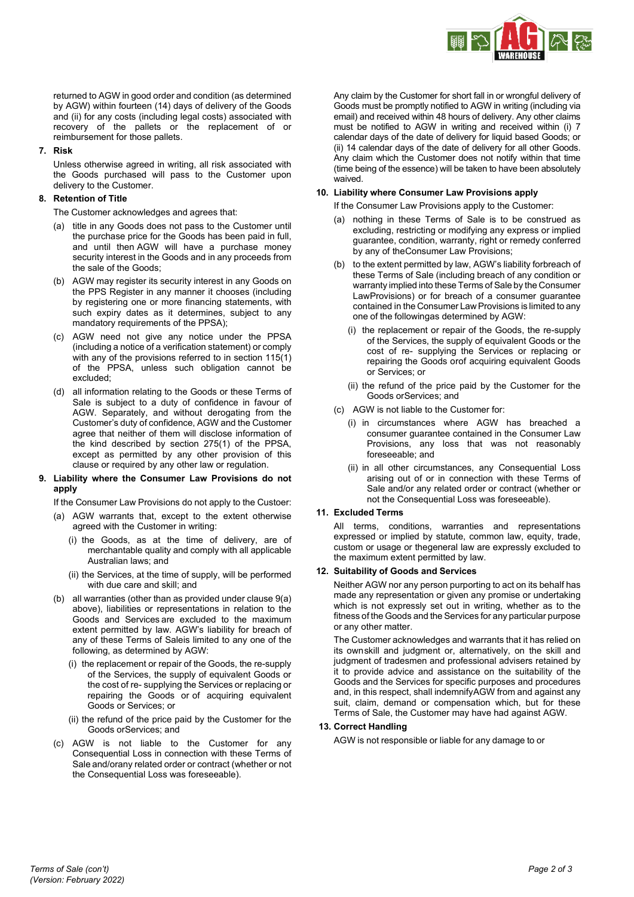returned to AGW in good order and condition (as determined by AGW) within fourteen (14) days of delivery of the Goods and (ii) for any costs (including legal costs) associated with recovery of the pallets or the replacement of or reimbursement for those pallets.

## 7. Risk

Unless otherwise agreed in writing, all risk associated with the Goods purchased will pass to the Customer upon delivery to the Customer.

## 8. Retention of Title

The Customer acknowledges and agrees that:

(a) title in any Goods does not pass to the Customer until the purchase price for the Goods has been paid in full, and until then AGW will have a purchase money security interest in the Goods and in any proceeds from the sale of the Goods;

(b) AGW may register its security interest in any Goods on the PPS Register in any manner it chooses (including by registering one or more financing statements, with such expiry dates as it determines, subject to any mandatory requirements of the PPSA);

(c) AGW need not give any notice under the PPSA (including a notice of a verification statement) or comply with any of the provisions referred to in section 115(1) of the PPSA, unless such obligation cannot be excluded;

(d) all information relating to the Goods or these Terms of Sale is subject to a duty of confidence in favour of AGW. Separately, and without derogating from the Customer's duty of confidence, AGW and the Customer agree that neither of them will disclose information of the kind described by section 275(1) of the PPSA, except as permitted by any other provision of this clause or required by any other law or regulation.

## 9. Liability where the Consumer Law Provisions do not apply

If the Consumer Law Provisions do not apply to the Custoer:

(a) AGW warrants that, except to the extent otherwise agreed with the Customer in writing:

(i) the Goods, as at the time of delivery, are of merchantable quality and comply with all applicable Australian laws; and

(ii) the Services, at the time of supply, will be performed with due care and skill; and

(b) all warranties (other than as provided under clause 9(a) above), liabilities or representations in relation to the Goods and Services are excluded to the maximum extent permitted by law. AGW's liability for breach of any of these Terms of Saleis limited to any one of the following, as determined by AGW:

(i) the replacement or repair of the Goods, the re-supply of the Services, the supply of equivalent Goods or the cost of re- supplying the Services or replacing or repairing the Goods or of acquiring equivalent Goods or Services; or

(ii) the refund of the price paid by the Customer for the Goods orServices; and

(c) AGW is not liable to the Customer for any Consequential Loss in connection with these Terms of Sale and/orany related order or contract (whether or not the Consequential Loss was foreseeable).

Any claim by the Customer for short fall in or wrongful delivery of Goods must be promptly notified to AGW in writing (including via email) and received within 48 hours of delivery. Any other claims must be notified to AGW in writing and received within (i) 7 calendar days of the date of delivery for liquid based Goods; or (ii) 14 calendar days of the date of delivery for all other Goods. Any claim which the Customer does not notify within that time (time being of the essence) will be taken to have been absolutely waived.

## 10. Liability where Consumer Law Provisions apply

If the Consumer Law Provisions apply to the Customer:

(a) nothing in these Terms of Sale is to be construed as excluding, restricting or modifying any express or implied guarantee, condition, warranty, right or remedy conferred by any of theConsumer Law Provisions;

(b) to the extent permitted by law, AGW's liability forbreach of these Terms of Sale (including breach of any condition or warranty implied into these Terms of Sale by the Consumer LawProvisions) or for breach of a consumer guarantee contained in the Consumer Law Provisions is limited to any one of the followingas determined by AGW:

(i) the replacement or repair of the Goods, the re-supply of the Services, the supply of equivalent Goods or the cost of re- supplying the Services or replacing or repairing the Goods orof acquiring equivalent Goods or Services; or

(ii) the refund of the price paid by the Customer for the Goods orServices; and

(c) AGW is not liable to the Customer for:

(i) in circumstances where AGW has breached a consumer guarantee contained in the Consumer Law Provisions, any loss that was not reasonably foreseeable; and

(ii) in all other circumstances, any Consequential Loss arising out of or in connection with these Terms of Sale and/or any related order or contract (whether or not the Consequential Loss was foreseeable).

## 11. Excluded Terms

All terms, conditions, warranties and representations expressed or implied by statute, common law, equity, trade, custom or usage or thegeneral law are expressly excluded to the maximum extent permitted by law.

## 12. Suitability of Goods and Services

Neither AGW nor any person purporting to act on its behalf has made any representation or given any promise or undertaking which is not expressly set out in writing, whether as to the fitness of the Goods and the Services for any particular purpose or any other matter.

The Customer acknowledges and warrants that it has relied on its ownskill and judgment or, alternatively, on the skill and judgment of tradesmen and professional advisers retained by it to provide advice and assistance on the suitability of the Goods and the Services for specific purposes and procedures and, in this respect, shall indemnifyAGW from and against any suit, claim, demand or compensation which, but for these Terms of Sale, the Customer may have had against AGW.

## 13. Correct Handling

AGW is not responsible or liable for any damage to or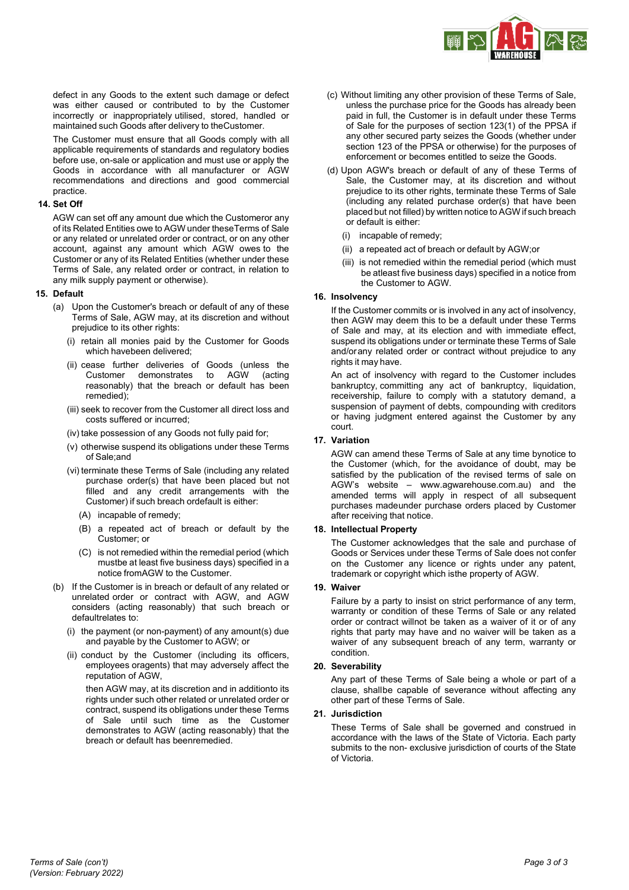defect in any Goods to the extent such damage or defect was either caused or contributed to by the Customer incorrectly or inappropriately utilised, stored, handled or maintained such Goods after delivery to theCustomer.

The Customer must ensure that all Goods comply with all applicable requirements of standards and regulatory bodies before use, on-sale or application and must use or apply the Goods in accordance with all manufacturer or AGW recommendations and directions and good commercial practice.

### 14. Set Off

AGW can set off any amount due which the Customeror any of its Related Entities owe to AGW under theseTerms of Sale or any related or unrelated order or contract, or on any other account, against any amount which AGW owes to the Customer or any of its Related Entities (whether under these Terms of Sale, any related order or contract, in relation to any milk supply payment or otherwise).

### 15. Default

(a) Upon the Customer's breach or default of any of these Terms of Sale, AGW may, at its discretion and without prejudice to its other rights:

- (i) retain all monies paid by the Customer for Goods which havebeen delivered;
- (ii) cease further deliveries of Goods (unless the Customer demonstrates to AGW (acting reasonably) that the breach or default has been remedied);
- (iii) seek to recover from the Customer all direct loss and costs suffered or incurred;
- (iv) take possession of any Goods not fully paid for;
- (v) otherwise suspend its obligations under these Terms of Sale;and
- (vi) terminate these Terms of Sale (including any related purchase order(s) that have been placed but not filled and any credit arrangements with the Customer) if such breach ordefault is either:
  - (A) incapable of remedy;
  - (B) a repeated act of breach or default by the Customer; or
  - (C) is not remedied within the remedial period (which mustbe at least five business days) specified in a notice fromAGW to the Customer.

(b) If the Customer is in breach or default of any related or unrelated order or contract with AGW, and AGW considers (acting reasonably) that such breach or defaultrelates to:

- (i) the payment (or non-payment) of any amount(s) due and payable by the Customer to AGW; or
- (ii) conduct by the Customer (including its officers, employees oragents) that may adversely affect the reputation of AGW,

then AGW may, at its discretion and in additionto its rights under such other related or unrelated order or contract, suspend its obligations under these Terms of Sale until such time as the Customer demonstrates to AGW (acting reasonably) that the breach or default has beenremedied.

(c) Without limiting any other provision of these Terms of Sale, unless the purchase price for the Goods has already been paid in full, the Customer is in default under these Terms of Sale for the purposes of section 123(1) of the PPSA if any other secured party seizes the Goods (whether under section 123 of the PPSA or otherwise) for the purposes of enforcement or becomes entitled to seize the Goods.

(d) Upon AGW's breach or default of any of these Terms of Sale, the Customer may, at its discretion and without prejudice to its other rights, terminate these Terms of Sale (including any related purchase order(s) that have been placed but not filled) by written notice to AGW if such breach or default is either:

- (i) incapable of remedy;
- (ii) a repeated act of breach or default by AGW;or
- (iii) is not remedied within the remedial period (which must be atleast five business days) specified in a notice from the Customer to AGW.

### 16. Insolvency

If the Customer commits or is involved in any act of insolvency, then AGW may deem this to be a default under these Terms of Sale and may, at its election and with immediate effect, suspend its obligations under or terminate these Terms of Sale and/orany related order or contract without prejudice to any rights it may have.

An act of insolvency with regard to the Customer includes bankruptcy, committing any act of bankruptcy, liquidation, receivership, failure to comply with a statutory demand, a suspension of payment of debts, compounding with creditors or having judgment entered against the Customer by any court.

### 17. Variation

AGW can amend these Terms of Sale at any time bynotice to the Customer (which, for the avoidance of doubt, may be satisfied by the publication of the revised terms of sale on AGW's website – www.agwarehouse.com.au) and the amended terms will apply in respect of all subsequent purchases madeunder purchase orders placed by Customer after receiving that notice.

### 18. Intellectual Property

The Customer acknowledges that the sale and purchase of Goods or Services under these Terms of Sale does not confer on the Customer any licence or rights under any patent, trademark or copyright which isthe property of AGW.

### 19. Waiver

Failure by a party to insist on strict performance of any term, warranty or condition of these Terms of Sale or any related order or contract willnot be taken as a waiver of it or of any rights that party may have and no waiver will be taken as a waiver of any subsequent breach of any term, warranty or condition.

### 20. Severability

Any part of these Terms of Sale being a whole or part of a clause, shallbe capable of severance without affecting any other part of these Terms of Sale.

### 21. Jurisdiction

These Terms of Sale shall be governed and construed in accordance with the laws of the State of Victoria. Each party submits to the non- exclusive jurisdiction of courts of the State of Victoria.